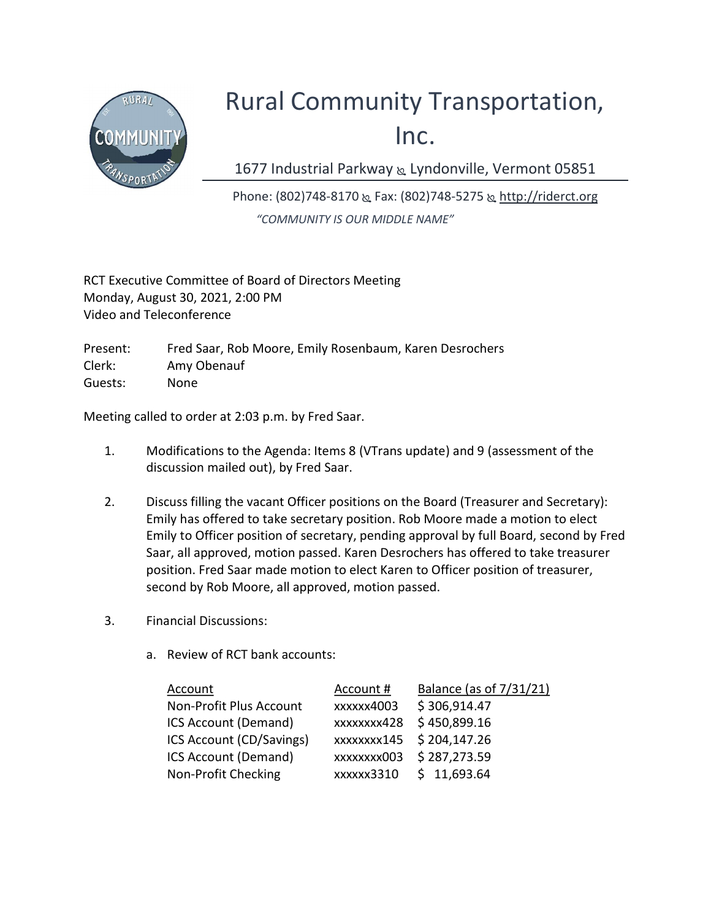# Rural Community Transportation, Inc.

1677 Industrial Parkway ⊗ Lyndonville, Vermont 05851

Phone: (802)748-8170 ⊗ Fax: (802)748-5275 ⊗ http://riderct.org

*"COMMUNITY IS OUR MIDDLE NAME"*

RCT Executive Committee of Board of Directors Meeting
Monday, August 30, 2021, 2:00 PM
Video and Teleconference

Present: Fred Saar, Rob Moore, Emily Rosenbaum, Karen Desrochers
Clerk: Amy Obenauf
Guests: None

Meeting called to order at 2:03 p.m. by Fred Saar.

1. Modifications to the Agenda: Items 8 (VTrans update) and 9 (assessment of the discussion mailed out), by Fred Saar.

2. Discuss filling the vacant Officer positions on the Board (Treasurer and Secretary): Emily has offered to take secretary position. Rob Moore made a motion to elect Emily to Officer position of secretary, pending approval by full Board, second by Fred Saar, all approved, motion passed. Karen Desrochers has offered to take treasurer position. Fred Saar made motion to elect Karen to Officer position of treasurer, second by Rob Moore, all approved, motion passed.

3. Financial Discussions:

   a. Review of RCT bank accounts:

| Account | Account # | Balance (as of 7/31/21) |
|---|---|---|
| Non-Profit Plus Account | xxxxxx4003 | $ 306,914.47 |
| ICS Account (Demand) | xxxxxxxx428 | $ 450,899.16 |
| ICS Account (CD/Savings) | xxxxxxxx145 | $ 204,147.26 |
| ICS Account (Demand) | xxxxxxxx003 | $ 287,273.59 |
| Non-Profit Checking | xxxxxx3310 | $ 11,693.64 |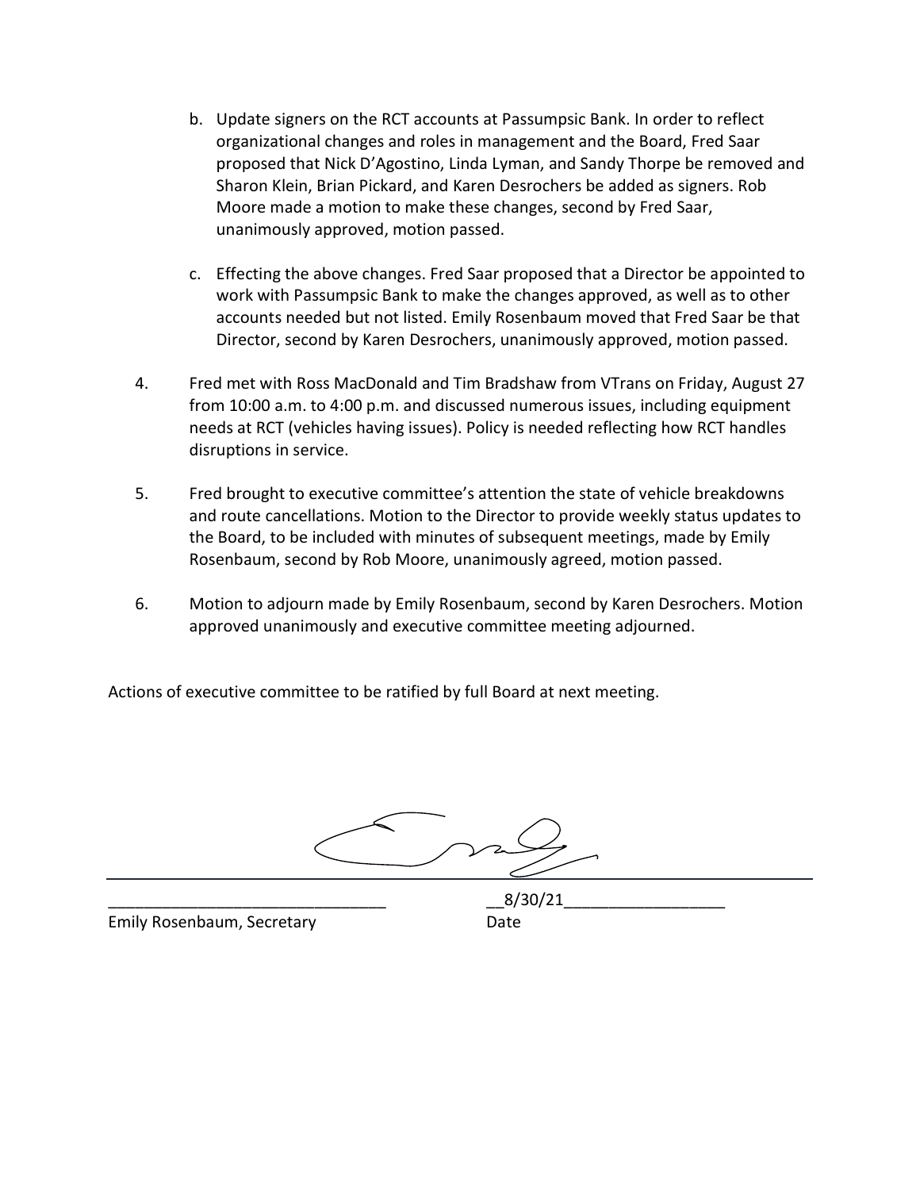b. Update signers on the RCT accounts at Passumpsic Bank. In order to reflect organizational changes and roles in management and the Board, Fred Saar proposed that Nick D'Agostino, Linda Lyman, and Sandy Thorpe be removed and Sharon Klein, Brian Pickard, and Karen Desrochers be added as signers. Rob Moore made a motion to make these changes, second by Fred Saar, unanimously approved, motion passed.

c. Effecting the above changes. Fred Saar proposed that a Director be appointed to work with Passumpsic Bank to make the changes approved, as well as to other accounts needed but not listed. Emily Rosenbaum moved that Fred Saar be that Director, second by Karen Desrochers, unanimously approved, motion passed.

4. Fred met with Ross MacDonald and Tim Bradshaw from VTrans on Friday, August 27 from 10:00 a.m. to 4:00 p.m. and discussed numerous issues, including equipment needs at RCT (vehicles having issues). Policy is needed reflecting how RCT handles disruptions in service.

5. Fred brought to executive committee's attention the state of vehicle breakdowns and route cancellations. Motion to the Director to provide weekly status updates to the Board, to be included with minutes of subsequent meetings, made by Emily Rosenbaum, second by Rob Moore, unanimously agreed, motion passed.

6. Motion to adjourn made by Emily Rosenbaum, second by Karen Desrochers. Motion approved unanimously and executive committee meeting adjourned.

Actions of executive committee to be ratified by full Board at next meeting.

______________________________ __8/30/21_________________

Emily Rosenbaum, Secretary Date